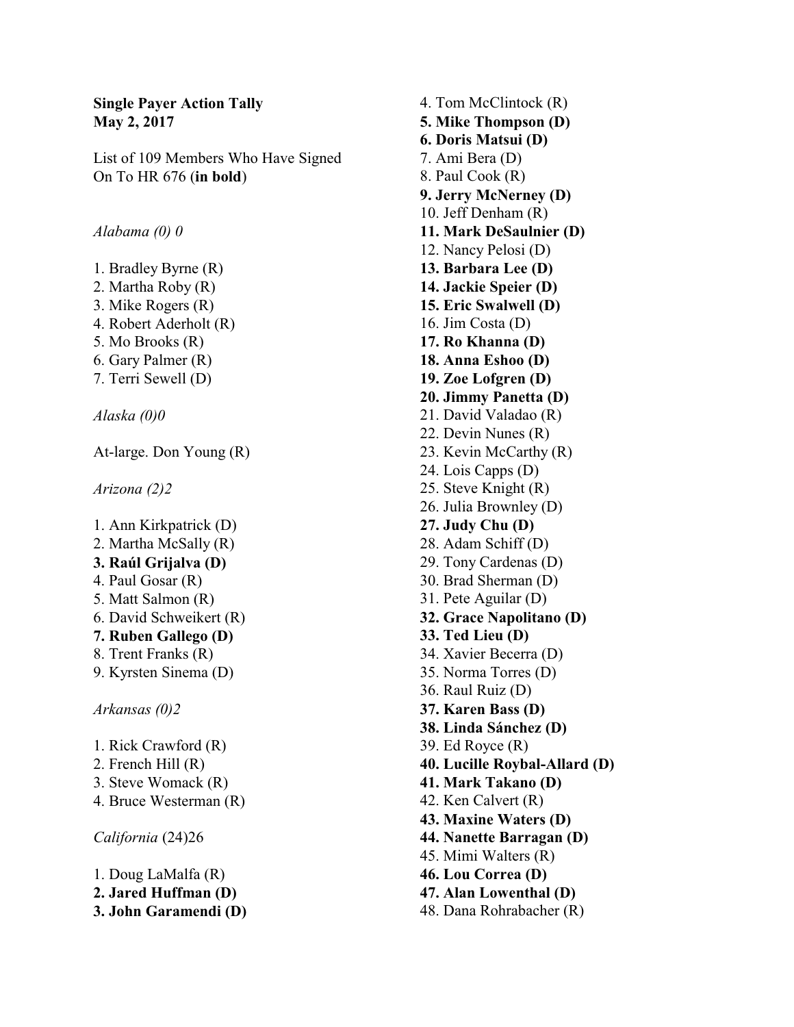**Single Payer Action Tally**
**May 2, 2017**

List of 109 Members Who Have Signed On To HR 676 (**in bold**)

*Alabama (0) 0*

1. Bradley Byrne (R)
2. Martha Roby (R)
3. Mike Rogers (R)
4. Robert Aderholt (R)
5. Mo Brooks (R)
6. Gary Palmer (R)
7. Terri Sewell (D)

*Alaska (0)0*

At-large. Don Young (R)

*Arizona (2)2*

1. Ann Kirkpatrick (D)
2. Martha McSally (R)
3. **Raúl Grijalva (D)**
4. Paul Gosar (R)
5. Matt Salmon (R)
6. David Schweikert (R)
7. **Ruben Gallego (D)**
8. Trent Franks (R)
9. Kyrsten Sinema (D)

*Arkansas (0)2*

1. Rick Crawford (R)
2. French Hill (R)
3. Steve Womack (R)
4. Bruce Westerman (R)

*California* (24)26

1. Doug LaMalfa (R)
2. **Jared Huffman (D)**
3. **John Garamendi (D)**
4. Tom McClintock (R)
5. **Mike Thompson (D)**
6. **Doris Matsui (D)**
7. Ami Bera (D)
8. Paul Cook (R)
9. **Jerry McNerney (D)**
10. Jeff Denham (R)
11. **Mark DeSaulnier (D)**
12. Nancy Pelosi (D)
13. **Barbara Lee (D)**
14. **Jackie Speier (D)**
15. **Eric Swalwell (D)**
16. Jim Costa (D)
17. **Ro Khanna (D)**
18. **Anna Eshoo (D)**
19. **Zoe Lofgren (D)**
20. **Jimmy Panetta (D)**
21. David Valadao (R)
22. Devin Nunes (R)
23. Kevin McCarthy (R)
24. Lois Capps (D)
25. Steve Knight (R)
26. Julia Brownley (D)
27. **Judy Chu (D)**
28. Adam Schiff (D)
29. Tony Cardenas (D)
30. Brad Sherman (D)
31. Pete Aguilar (D)
32. **Grace Napolitano (D)**
33. **Ted Lieu (D)**
34. Xavier Becerra (D)
35. Norma Torres (D)
36. Raul Ruiz (D)
37. **Karen Bass (D)**
38. **Linda Sánchez (D)**
39. Ed Royce (R)
40. **Lucille Roybal-Allard (D)**
41. **Mark Takano (D)**
42. Ken Calvert (R)
43. **Maxine Waters (D)**
44. **Nanette Barragan (D)**
45. Mimi Walters (R)
46. **Lou Correa (D)**
47. **Alan Lowenthal (D)**
48. Dana Rohrabacher (R)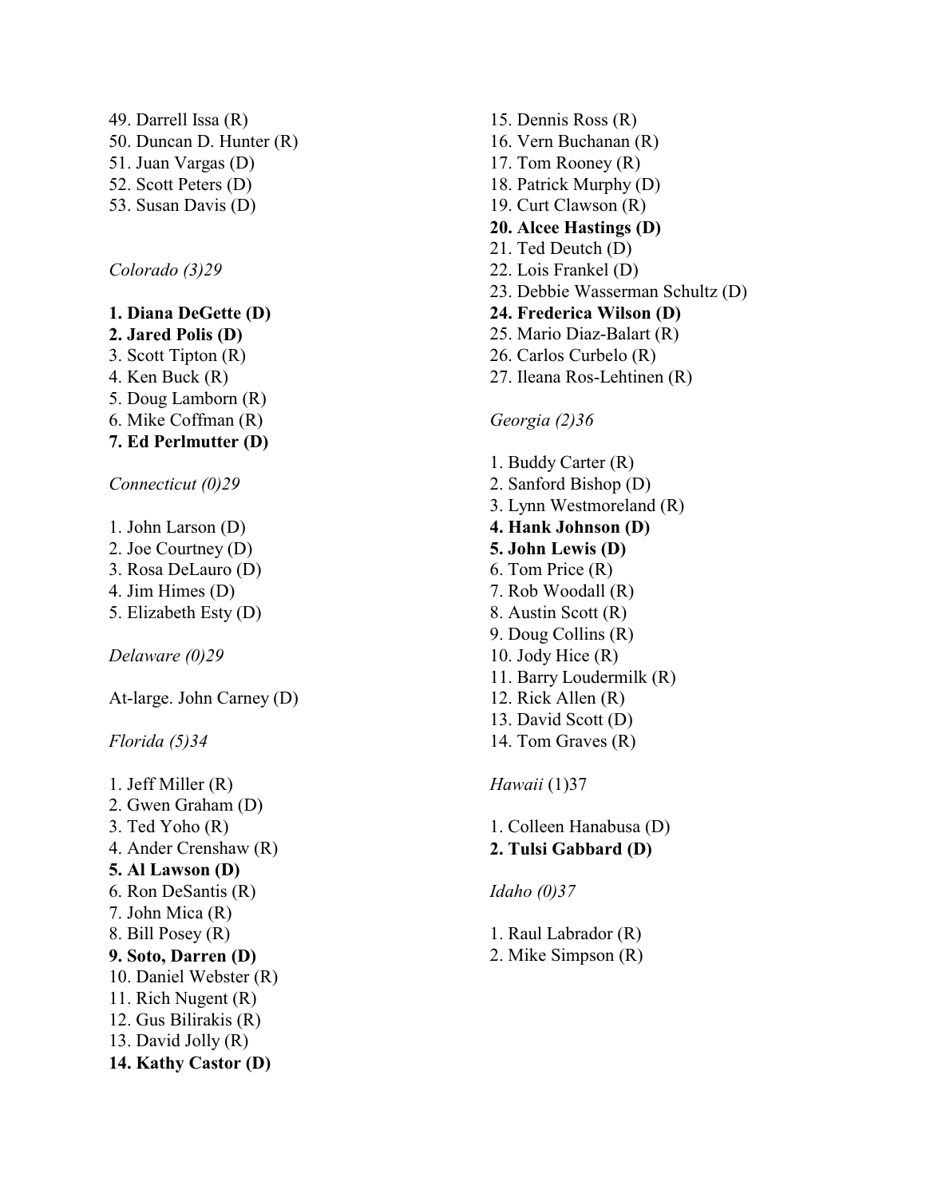49. Darrell Issa (R)
50. Duncan D. Hunter (R)
51. Juan Vargas (D)
52. Scott Peters (D)
53. Susan Davis (D)

*Colorado (3)29*

**1. Diana DeGette (D)**
**2. Jared Polis (D)**
3. Scott Tipton (R)
4. Ken Buck (R)
5. Doug Lamborn (R)
6. Mike Coffman (R)
**7. Ed Perlmutter (D)**

*Connecticut (0)29*

1. John Larson (D)
2. Joe Courtney (D)
3. Rosa DeLauro (D)
4. Jim Himes (D)
5. Elizabeth Esty (D)

*Delaware (0)29*

At-large. John Carney (D)

*Florida (5)34*

1. Jeff Miller (R)
2. Gwen Graham (D)
3. Ted Yoho (R)
4. Ander Crenshaw (R)
**5. Al Lawson (D)**
6. Ron DeSantis (R)
7. John Mica (R)
8. Bill Posey (R)
**9. Soto, Darren (D)**
10. Daniel Webster (R)
11. Rich Nugent (R)
12. Gus Bilirakis (R)
13. David Jolly (R)
**14. Kathy Castor (D)**
15. Dennis Ross (R)
16. Vern Buchanan (R)
17. Tom Rooney (R)
18. Patrick Murphy (D)
19. Curt Clawson (R)
**20. Alcee Hastings (D)**
21. Ted Deutch (D)
22. Lois Frankel (D)
23. Debbie Wasserman Schultz (D)
**24. Frederica Wilson (D)**
25. Mario Diaz-Balart (R)
26. Carlos Curbelo (R)
27. Ileana Ros-Lehtinen (R)

*Georgia (2)36*

1. Buddy Carter (R)
2. Sanford Bishop (D)
3. Lynn Westmoreland (R)
**4. Hank Johnson (D)**
**5. John Lewis (D)**
6. Tom Price (R)
7. Rob Woodall (R)
8. Austin Scott (R)
9. Doug Collins (R)
10. Jody Hice (R)
11. Barry Loudermilk (R)
12. Rick Allen (R)
13. David Scott (D)
14. Tom Graves (R)

*Hawaii* (1)37

1. Colleen Hanabusa (D)
**2. Tulsi Gabbard (D)**

*Idaho (0)37*

1. Raul Labrador (R)
2. Mike Simpson (R)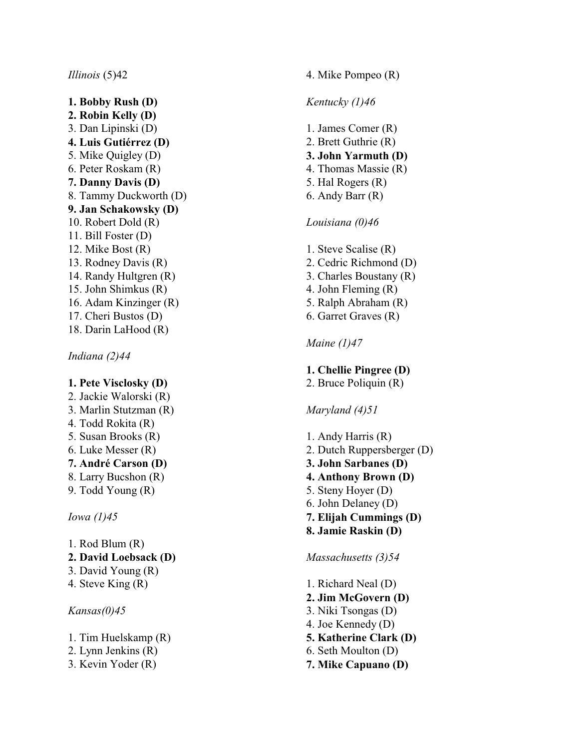*Illinois* (5)42

**1. Bobby Rush (D)**
**2. Robin Kelly (D)**
3. Dan Lipinski (D)
**4. Luis Gutiérrez (D)**
5. Mike Quigley (D)
6. Peter Roskam (R)
**7. Danny Davis (D)**
8. Tammy Duckworth (D)
**9. Jan Schakowsky (D)**
10. Robert Dold (R)
11. Bill Foster (D)
12. Mike Bost (R)
13. Rodney Davis (R)
14. Randy Hultgren (R)
15. John Shimkus (R)
16. Adam Kinzinger (R)
17. Cheri Bustos (D)
18. Darin LaHood (R)

*Indiana (2)44*

**1. Pete Visclosky (D)**
2. Jackie Walorski (R)
3. Marlin Stutzman (R)
4. Todd Rokita (R)
5. Susan Brooks (R)
6. Luke Messer (R)
**7. André Carson (D)**
8. Larry Bucshon (R)
9. Todd Young (R)

*Iowa (1)45*

1. Rod Blum (R)
**2. David Loebsack (D)**
3. David Young (R)
4. Steve King (R)

*Kansas(0)45*

1. Tim Huelskamp (R)
2. Lynn Jenkins (R)
3. Kevin Yoder (R)
4. Mike Pompeo (R)

*Kentucky (1)46*

1. James Comer (R)
2. Brett Guthrie (R)
**3. John Yarmuth (D)**
4. Thomas Massie (R)
5. Hal Rogers (R)
6. Andy Barr (R)

*Louisiana (0)46*

1. Steve Scalise (R)
2. Cedric Richmond (D)
3. Charles Boustany (R)
4. John Fleming (R)
5. Ralph Abraham (R)
6. Garret Graves (R)

*Maine (1)47*

**1. Chellie Pingree (D)**
2. Bruce Poliquin (R)

*Maryland (4)51*

1. Andy Harris (R)
2. Dutch Ruppersberger (D)
**3. John Sarbanes (D)**
**4. Anthony Brown (D)**
5. Steny Hoyer (D)
6. John Delaney (D)
**7. Elijah Cummings (D)**
**8. Jamie Raskin (D)**

*Massachusetts (3)54*

1. Richard Neal (D)
**2. Jim McGovern (D)**
3. Niki Tsongas (D)
4. Joe Kennedy (D)
**5. Katherine Clark (D)**
6. Seth Moulton (D)
**7. Mike Capuano (D)**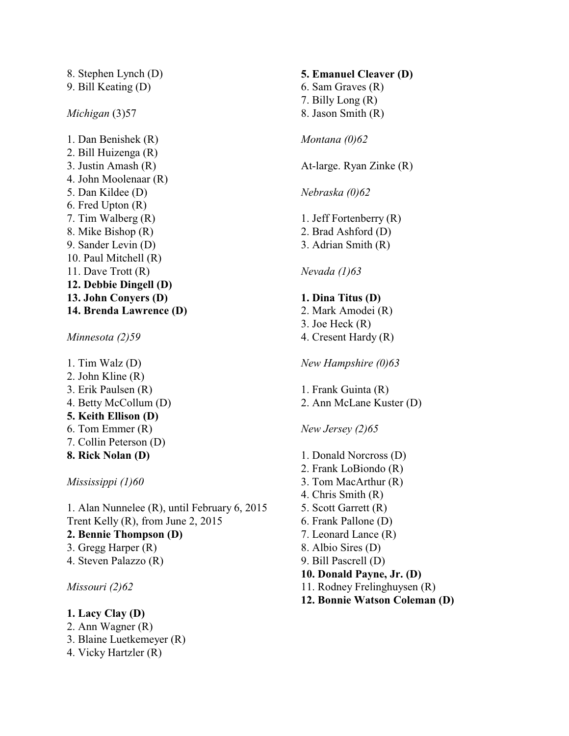8. Stephen Lynch (D)
9. Bill Keating (D)

*Michigan* (3)57

1. Dan Benishek (R)
2. Bill Huizenga (R)
3. Justin Amash (R)
4. John Moolenaar (R)
5. Dan Kildee (D)
6. Fred Upton (R)
7. Tim Walberg (R)
8. Mike Bishop (R)
9. Sander Levin (D)
10. Paul Mitchell (R)
11. Dave Trott (R)
12. **Debbie Dingell (D)**
13. **John Conyers (D)**
14. **Brenda Lawrence (D)**

*Minnesota (2)59*

1. Tim Walz (D)
2. John Kline (R)
3. Erik Paulsen (R)
4. Betty McCollum (D)
5. **Keith Ellison (D)**
6. Tom Emmer (R)
7. Collin Peterson (D)
8. **Rick Nolan (D)**

*Mississippi (1)60*

1. Alan Nunnelee (R), until February 6, 2015
Trent Kelly (R), from June 2, 2015
2. **Bennie Thompson (D)**
3. Gregg Harper (R)
4. Steven Palazzo (R)

*Missouri (2)62*

1. **Lacy Clay (D)**
2. Ann Wagner (R)
3. Blaine Luetkemeyer (R)
4. Vicky Hartzler (R)
5. **Emanuel Cleaver (D)**
6. Sam Graves (R)
7. Billy Long (R)
8. Jason Smith (R)

*Montana (0)62*

At-large. Ryan Zinke (R)

*Nebraska (0)62*

1. Jeff Fortenberry (R)
2. Brad Ashford (D)
3. Adrian Smith (R)

*Nevada (1)63*

1. **Dina Titus (D)**
2. Mark Amodei (R)
3. Joe Heck (R)
4. Cresent Hardy (R)

*New Hampshire (0)63*

1. Frank Guinta (R)
2. Ann McLane Kuster (D)

*New Jersey (2)65*

1. Donald Norcross (D)
2. Frank LoBiondo (R)
3. Tom MacArthur (R)
4. Chris Smith (R)
5. Scott Garrett (R)
6. Frank Pallone (D)
7. Leonard Lance (R)
8. Albio Sires (D)
9. Bill Pascrell (D)
10. **Donald Payne, Jr. (D)**
11. Rodney Frelinghuysen (R)
12. **Bonnie Watson Coleman (D)**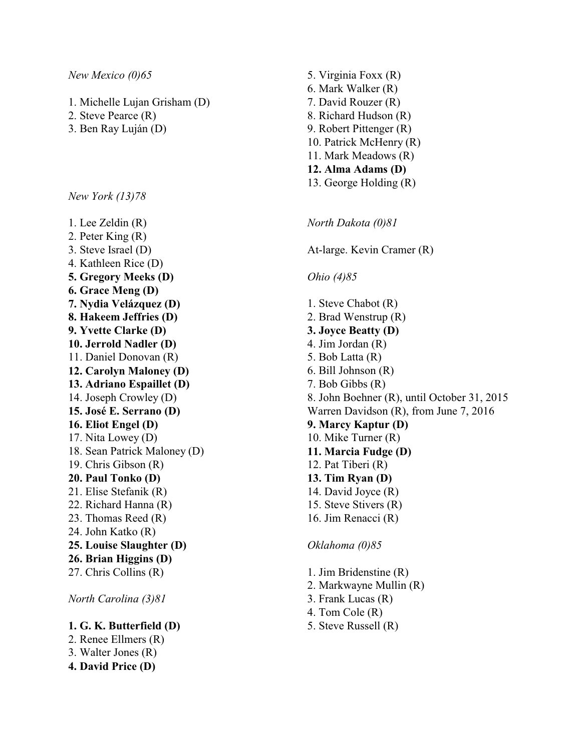*New Mexico (0)65*

1. Michelle Lujan Grisham (D)
2. Steve Pearce (R)
3. Ben Ray Luján (D)

*New York (13)78*

1. Lee Zeldin (R)
2. Peter King (R)
3. Steve Israel (D)
4. Kathleen Rice (D)
5. **Gregory Meeks (D)**
6. **Grace Meng (D)**
7. **Nydia Velázquez (D)**
8. **Hakeem Jeffries (D)**
9. **Yvette Clarke (D)**
10. **Jerrold Nadler (D)**
11. Daniel Donovan (R)
12. **Carolyn Maloney (D)**
13. **Adriano Espaillet (D)**
14. Joseph Crowley (D)
15. **José E. Serrano (D)**
16. **Eliot Engel (D)**
17. Nita Lowey (D)
18. Sean Patrick Maloney (D)
19. Chris Gibson (R)
20. **Paul Tonko (D)**
21. Elise Stefanik (R)
22. Richard Hanna (R)
23. Thomas Reed (R)
24. John Katko (R)
25. **Louise Slaughter (D)**
26. **Brian Higgins (D)**
27. Chris Collins (R)

*North Carolina (3)81*

1. **G. K. Butterfield (D)**
2. Renee Ellmers (R)
3. Walter Jones (R)
4. **David Price (D)**
5. Virginia Foxx (R)
6. Mark Walker (R)
7. David Rouzer (R)
8. Richard Hudson (R)
9. Robert Pittenger (R)
10. Patrick McHenry (R)
11. Mark Meadows (R)
12. **Alma Adams (D)**
13. George Holding (R)

*North Dakota (0)81*

At-large. Kevin Cramer (R)

*Ohio (4)85*

1. Steve Chabot (R)
2. Brad Wenstrup (R)
3. **Joyce Beatty (D)**
4. Jim Jordan (R)
5. Bob Latta (R)
6. Bill Johnson (R)
7. Bob Gibbs (R)
8. John Boehner (R), until October 31, 2015
   Warren Davidson (R), from June 7, 2016
9. **Marcy Kaptur (D)**
10. Mike Turner (R)
11. **Marcia Fudge (D)**
12. Pat Tiberi (R)
13. **Tim Ryan (D)**
14. David Joyce (R)
15. Steve Stivers (R)
16. Jim Renacci (R)

*Oklahoma (0)85*

1. Jim Bridenstine (R)
2. Markwayne Mullin (R)
3. Frank Lucas (R)
4. Tom Cole (R)
5. Steve Russell (R)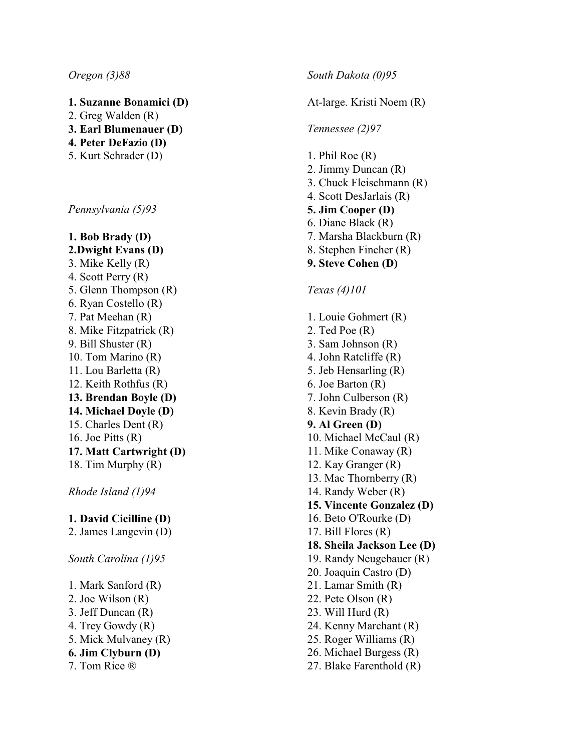*Oregon (3)88*

**1. Suzanne Bonamici (D)**
2. Greg Walden (R)
**3. Earl Blumenauer (D)**
**4. Peter DeFazio (D)**
5. Kurt Schrader (D)

*Pennsylvania (5)93*

**1. Bob Brady (D)**
**2.Dwight Evans (D)**
3. Mike Kelly (R)
4. Scott Perry (R)
5. Glenn Thompson (R)
6. Ryan Costello (R)
7. Pat Meehan (R)
8. Mike Fitzpatrick (R)
9. Bill Shuster (R)
10. Tom Marino (R)
11. Lou Barletta (R)
12. Keith Rothfus (R)
**13. Brendan Boyle (D)**
**14. Michael Doyle (D)**
15. Charles Dent (R)
16. Joe Pitts (R)
**17. Matt Cartwright (D)**
18. Tim Murphy (R)

*Rhode Island (1)94*

**1. David Cicilline (D)**
2. James Langevin (D)

*South Carolina (1)95*

1. Mark Sanford (R)
2. Joe Wilson (R)
3. Jeff Duncan (R)
4. Trey Gowdy (R)
5. Mick Mulvaney (R)
**6. Jim Clyburn (D)**
7. Tom Rice ®

*South Dakota (0)95*

At-large. Kristi Noem (R)

*Tennessee (2)97*

1. Phil Roe (R)
2. Jimmy Duncan (R)
3. Chuck Fleischmann (R)
4. Scott DesJarlais (R)
**5. Jim Cooper (D)**
6. Diane Black (R)
7. Marsha Blackburn (R)
8. Stephen Fincher (R)
**9. Steve Cohen (D)**

*Texas (4)101*

1. Louie Gohmert (R)
2. Ted Poe (R)
3. Sam Johnson (R)
4. John Ratcliffe (R)
5. Jeb Hensarling (R)
6. Joe Barton (R)
7. John Culberson (R)
8. Kevin Brady (R)
**9. Al Green (D)**
10. Michael McCaul (R)
11. Mike Conaway (R)
12. Kay Granger (R)
13. Mac Thornberry (R)
14. Randy Weber (R)
**15. Vincente Gonzalez (D)**
16. Beto O'Rourke (D)
17. Bill Flores (R)
**18. Sheila Jackson Lee (D)**
19. Randy Neugebauer (R)
20. Joaquin Castro (D)
21. Lamar Smith (R)
22. Pete Olson (R)
23. Will Hurd (R)
24. Kenny Marchant (R)
25. Roger Williams (R)
26. Michael Burgess (R)
27. Blake Farenthold (R)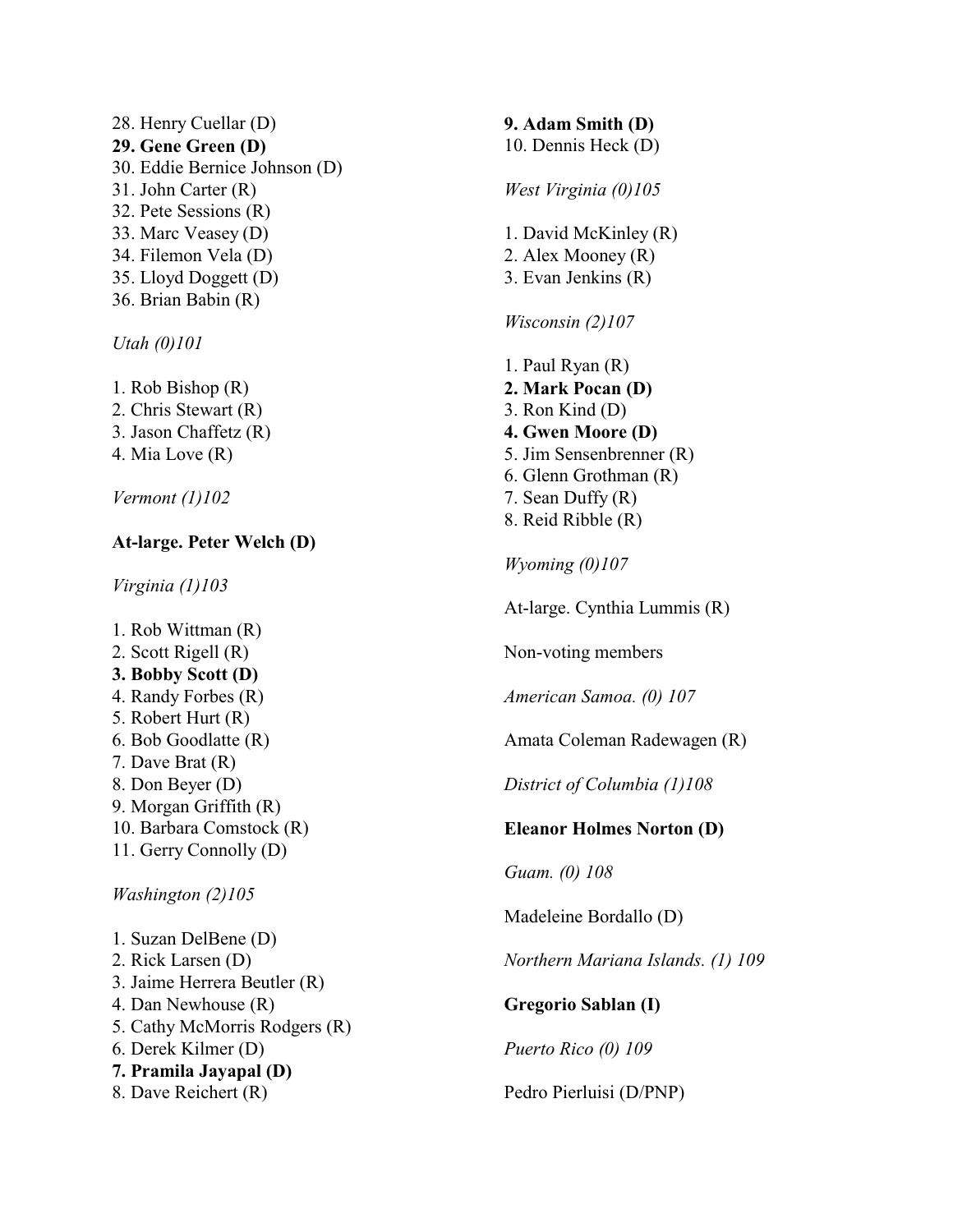28. Henry Cuellar (D)
**29. Gene Green (D)**
30. Eddie Bernice Johnson (D)
31. John Carter (R)
32. Pete Sessions (R)
33. Marc Veasey (D)
34. Filemon Vela (D)
35. Lloyd Doggett (D)
36. Brian Babin (R)

*Utah (0)101*

1. Rob Bishop (R)
2. Chris Stewart (R)
3. Jason Chaffetz (R)
4. Mia Love (R)

*Vermont (1)102*

**At-large. Peter Welch (D)**

*Virginia (1)103*

1. Rob Wittman (R)
2. Scott Rigell (R)
**3. Bobby Scott (D)**
4. Randy Forbes (R)
5. Robert Hurt (R)
6. Bob Goodlatte (R)
7. Dave Brat (R)
8. Don Beyer (D)
9. Morgan Griffith (R)
10. Barbara Comstock (R)
11. Gerry Connolly (D)

*Washington (2)105*

1. Suzan DelBene (D)
2. Rick Larsen (D)
3. Jaime Herrera Beutler (R)
4. Dan Newhouse (R)
5. Cathy McMorris Rodgers (R)
6. Derek Kilmer (D)
**7. Pramila Jayapal (D)**
8. Dave Reichert (R)
**9. Adam Smith (D)**
10. Dennis Heck (D)

*West Virginia (0)105*

1. David McKinley (R)
2. Alex Mooney (R)
3. Evan Jenkins (R)

*Wisconsin (2)107*

1. Paul Ryan (R)
**2. Mark Pocan (D)**
3. Ron Kind (D)
**4. Gwen Moore (D)**
5. Jim Sensenbrenner (R)
6. Glenn Grothman (R)
7. Sean Duffy (R)
8. Reid Ribble (R)

*Wyoming (0)107*

At-large. Cynthia Lummis (R)

Non-voting members

*American Samoa. (0) 107*

Amata Coleman Radewagen (R)

*District of Columbia (1)108*

**Eleanor Holmes Norton (D)**

*Guam. (0) 108*

Madeleine Bordallo (D)

*Northern Mariana Islands. (1) 109*

**Gregorio Sablan (I)**

*Puerto Rico (0) 109*

Pedro Pierluisi (D/PNP)